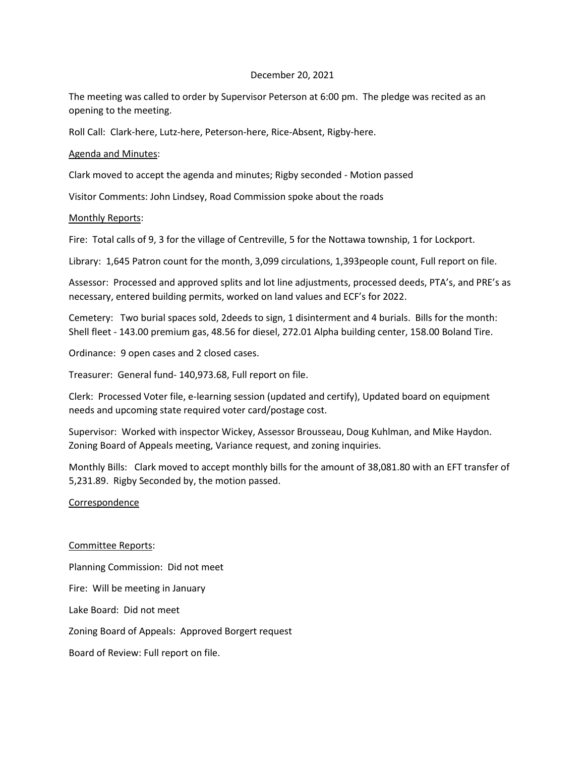December 20, 2021

The meeting was called to order by Supervisor Peterson at 6:00 pm. The pledge was recited as an opening to the meeting.

Roll Call: Clark-here, Lutz-here, Peterson-here, Rice-Absent, Rigby-here.

<u>Agenda and Minutes</u>:

Clark moved to accept the agenda and minutes; Rigby seconded - Motion passed

Visitor Comments: John Lindsey, Road Commission spoke about the roads

<u>Monthly Reports</u>:

Fire: Total calls of 9, 3 for the village of Centreville, 5 for the Nottawa township, 1 for Lockport.

Library: 1,645 Patron count for the month, 3,099 circulations, 1,393people count, Full report on file.

Assessor: Processed and approved splits and lot line adjustments, processed deeds, PTA's, and PRE's as necessary, entered building permits, worked on land values and ECF's for 2022.

Cemetery: Two burial spaces sold, 2deeds to sign, 1 disinterment and 4 burials. Bills for the month: Shell fleet - 143.00 premium gas, 48.56 for diesel, 272.01 Alpha building center, 158.00 Boland Tire.

Ordinance: 9 open cases and 2 closed cases.

Treasurer: General fund- 140,973.68, Full report on file.

Clerk: Processed Voter file, e-learning session (updated and certify), Updated board on equipment needs and upcoming state required voter card/postage cost.

Supervisor: Worked with inspector Wickey, Assessor Brousseau, Doug Kuhlman, and Mike Haydon. Zoning Board of Appeals meeting, Variance request, and zoning inquiries.

Monthly Bills: Clark moved to accept monthly bills for the amount of 38,081.80 with an EFT transfer of 5,231.89. Rigby Seconded by, the motion passed.

<u>Correspondence</u>

<u>Committee Reports</u>:

Planning Commission: Did not meet

Fire: Will be meeting in January

Lake Board: Did not meet

Zoning Board of Appeals: Approved Borgert request

Board of Review: Full report on file.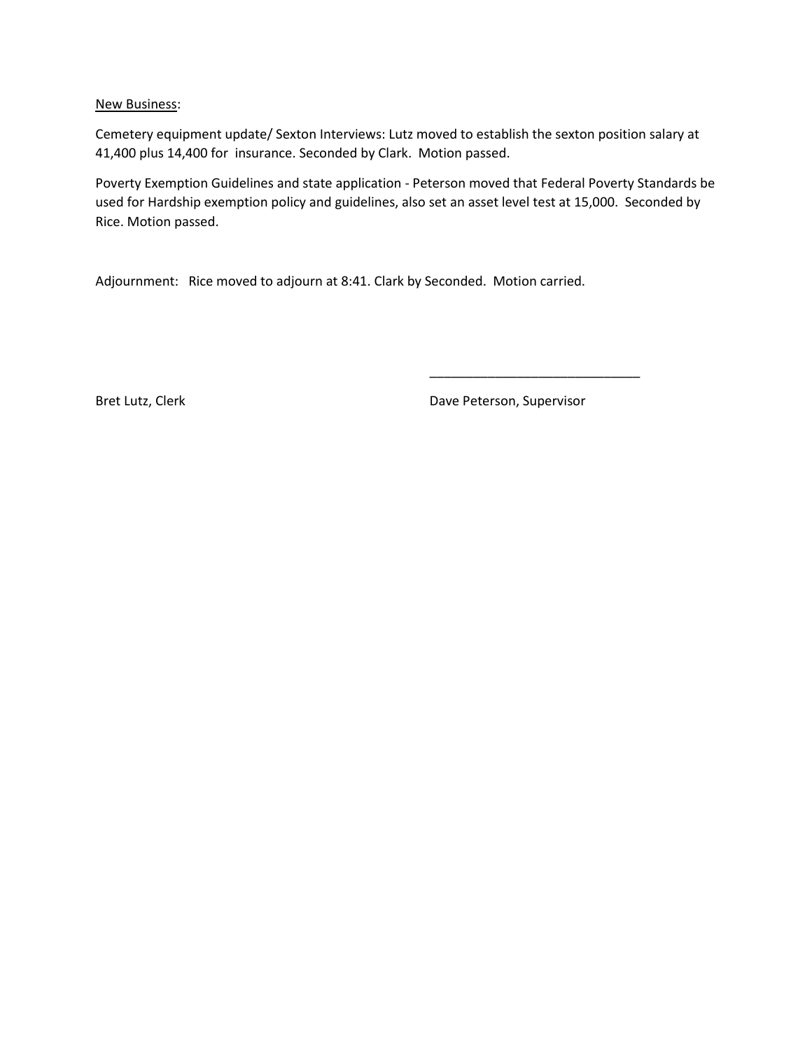<u>New Business</u>:

Cemetery equipment update/ Sexton Interviews: Lutz moved to establish the sexton position salary at 41,400 plus 14,400 for insurance. Seconded by Clark. Motion passed.

Poverty Exemption Guidelines and state application - Peterson moved that Federal Poverty Standards be used for Hardship exemption policy and guidelines, also set an asset level test at 15,000. Seconded by Rice. Motion passed.

Adjournment: Rice moved to adjourn at 8:41. Clark by Seconded. Motion carried.

Bret Lutz, Clerk

______________________________

Dave Peterson, Supervisor